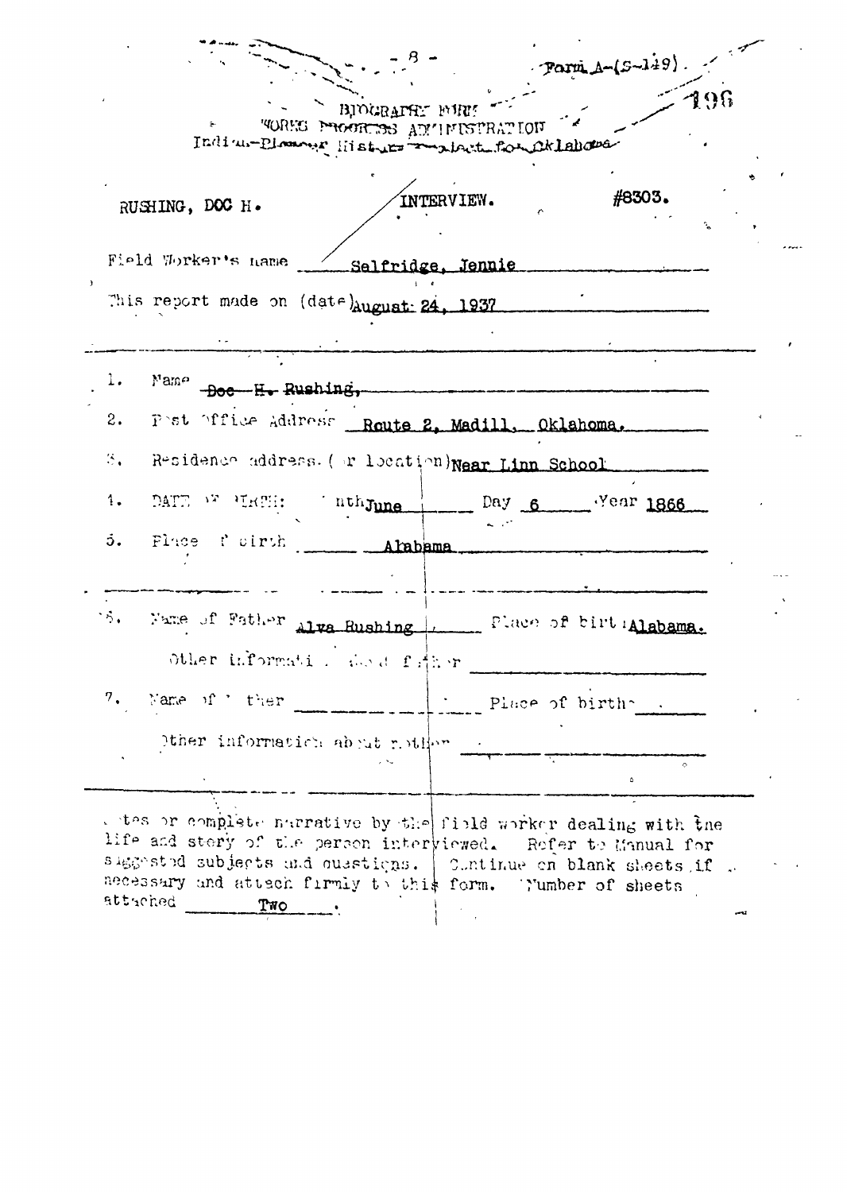- 8 -

Form A-(S-149)

196

BIOGRAPHY FORM
WORKS PROGRESS ADMINISTRATION
Indian-Pioneer History Project for Oklahoma

RUSHING, DOC H. INTERVIEW. #8303.

Field Worker's name Selfridge, Jennie

This report made on (date) August 24, 1937

1. Name ~~Doc H. Rushing,~~

2. Post Office Address Route 2, Madill, Oklahoma.

3. Residence address (or location) Near Linn School

4. DATE OF BIRTH: Month June Day 6 Year 1866

5. Place of birth Alabama

6. Name of Father Alva Rushing Place of birth Alabama.

Other information about father

7. Name of Mother Place of birth

Other information about mother

Notes or complete narrative by the field worker dealing with the life and story of the person interviewed. Refer to Manual for suggested subjects and questions. Continue on blank sheets if necessary and attach firmly to this form. Number of sheets attached Two.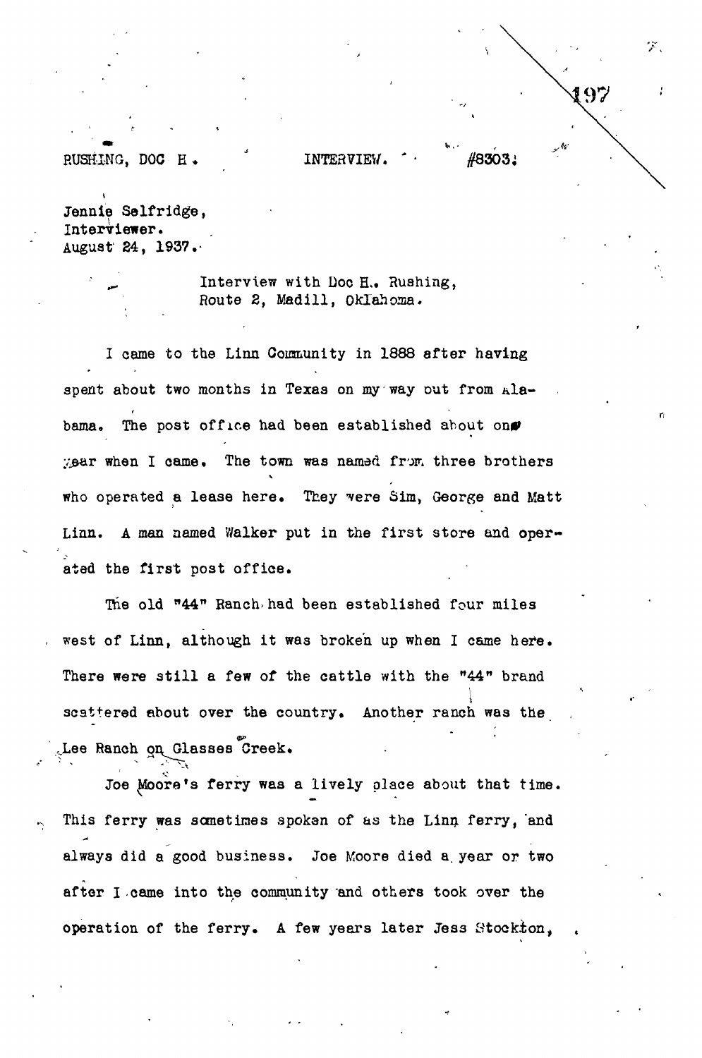RUSHING, DOC H. INTERVIEW. #8303.

Jennie Selfridge,
Interviewer.
August 24, 1937.

Interview with Doc H. Rushing,
Route 2, Madill, Oklahoma.

I came to the Linn Community in 1888 after having spent about two months in Texas on my way out from Alabama. The post office had been established about one year when I came. The town was named from three brothers who operated a lease here. They were Sim, George and Matt Linn. A man named Walker put in the first store and operated the first post office.

The old "44" Ranch had been established four miles west of Linn, although it was broken up when I came here. There were still a few of the cattle with the "44" brand scattered about over the country. Another ranch was the Lee Ranch on Glasses Creek.

Joe Moore's ferry was a lively place about that time. This ferry was sometimes spoken of as the Linn ferry, and always did a good business. Joe Moore died a year or two after I came into the community and others took over the operation of the ferry. A few years later Jess Stockton,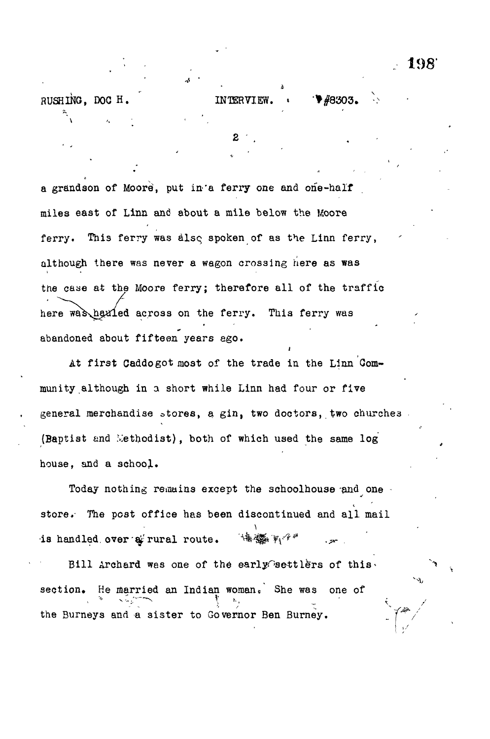a grandson of Moore, put in a ferry one and one-half miles east of Linn and about a mile below the Moore ferry. This ferry was also spoken of as the Linn ferry, although there was never a wagon crossing here as was the case at the Moore ferry; therefore all of the traffic here was hauled across on the ferry. This ferry was abandoned about fifteen years ago.

At first Caddo got most of the trade in the Linn Community although in a short while Linn had four or five general merchandise stores, a gin, two doctors, two churches (Baptist and Methodist), both of which used the same log house, and a school.

Today nothing remains except the schoolhouse and one store. The post office has been discontinued and all mail is handled over a rural route.

Bill Archard was one of the early settlers of this section. He married an Indian woman. She was one of the Burneys and a sister to Governor Ben Burney.